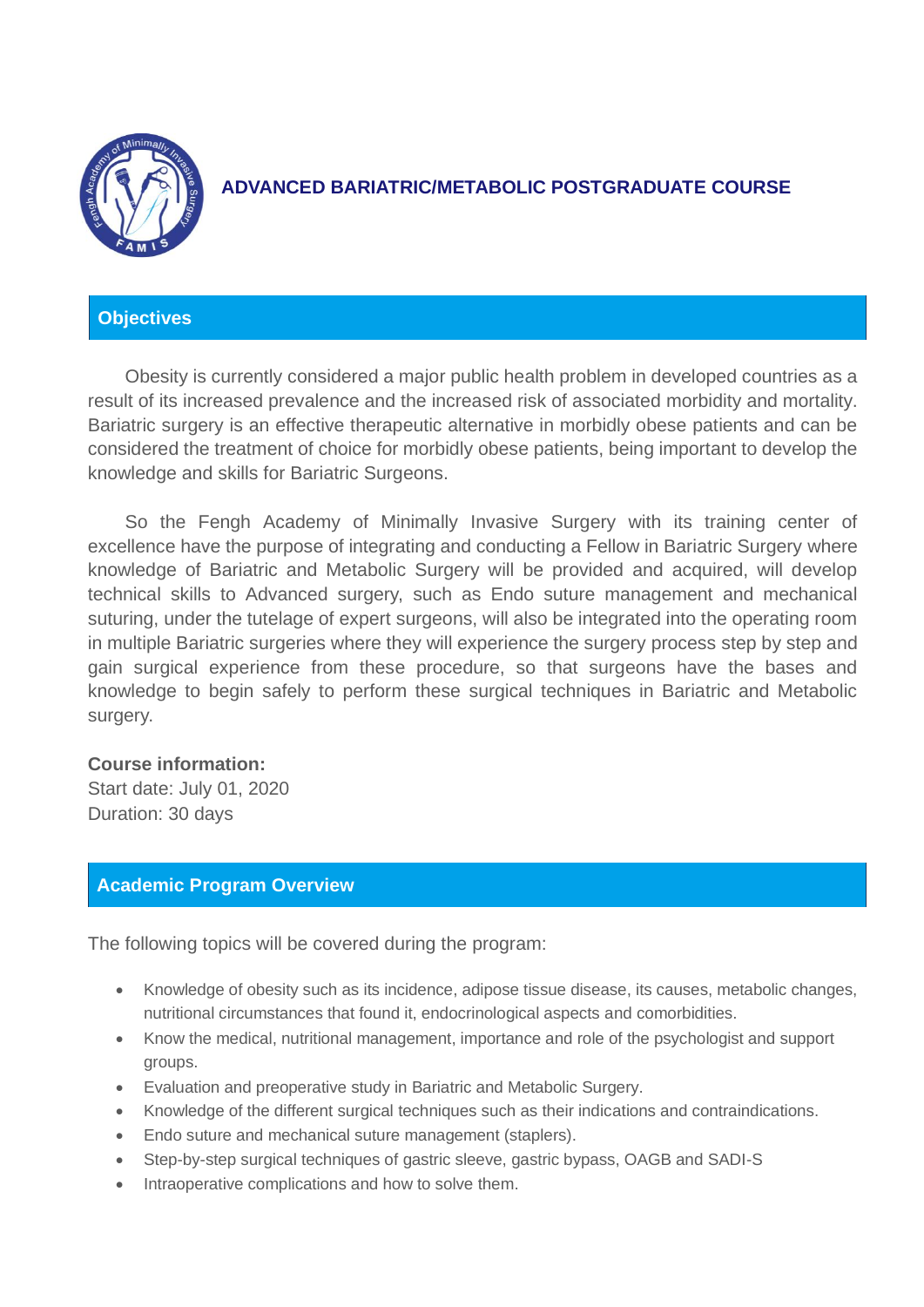# ADVANCED BARIATRIC/METABOLIC POSTGRADUATE COURSE

## Objectives

Obesity is currently considered a major public health problem in developed countries as a result of its increased prevalence and the increased risk of associated morbidity and mortality. Bariatric surgery is an effective therapeutic alternative in morbidly obese patients and can be considered the treatment of choice for morbidly obese patients, being important to develop the knowledge and skills for Bariatric Surgeons.

So the Fengh Academy of Minimally Invasive Surgery with its training center of excellence have the purpose of integrating and conducting a Fellow in Bariatric Surgery where knowledge of Bariatric and Metabolic Surgery will be provided and acquired, will develop technical skills to Advanced surgery, such as Endo suture management and mechanical suturing, under the tutelage of expert surgeons, will also be integrated into the operating room in multiple Bariatric surgeries where they will experience the surgery process step by step and gain surgical experience from these procedure, so that surgeons have the bases and knowledge to begin safely to perform these surgical techniques in Bariatric and Metabolic surgery.

**Course information:**
Start date: July 01, 2020
Duration: 30 days

## Academic Program Overview

The following topics will be covered during the program:

- Knowledge of obesity such as its incidence, adipose tissue disease, its causes, metabolic changes, nutritional circumstances that found it, endocrinological aspects and comorbidities.
- Know the medical, nutritional management, importance and role of the psychologist and support groups.
- Evaluation and preoperative study in Bariatric and Metabolic Surgery.
- Knowledge of the different surgical techniques such as their indications and contraindications.
- Endo suture and mechanical suture management (staplers).
- Step-by-step surgical techniques of gastric sleeve, gastric bypass, OAGB and SADI-S
- Intraoperative complications and how to solve them.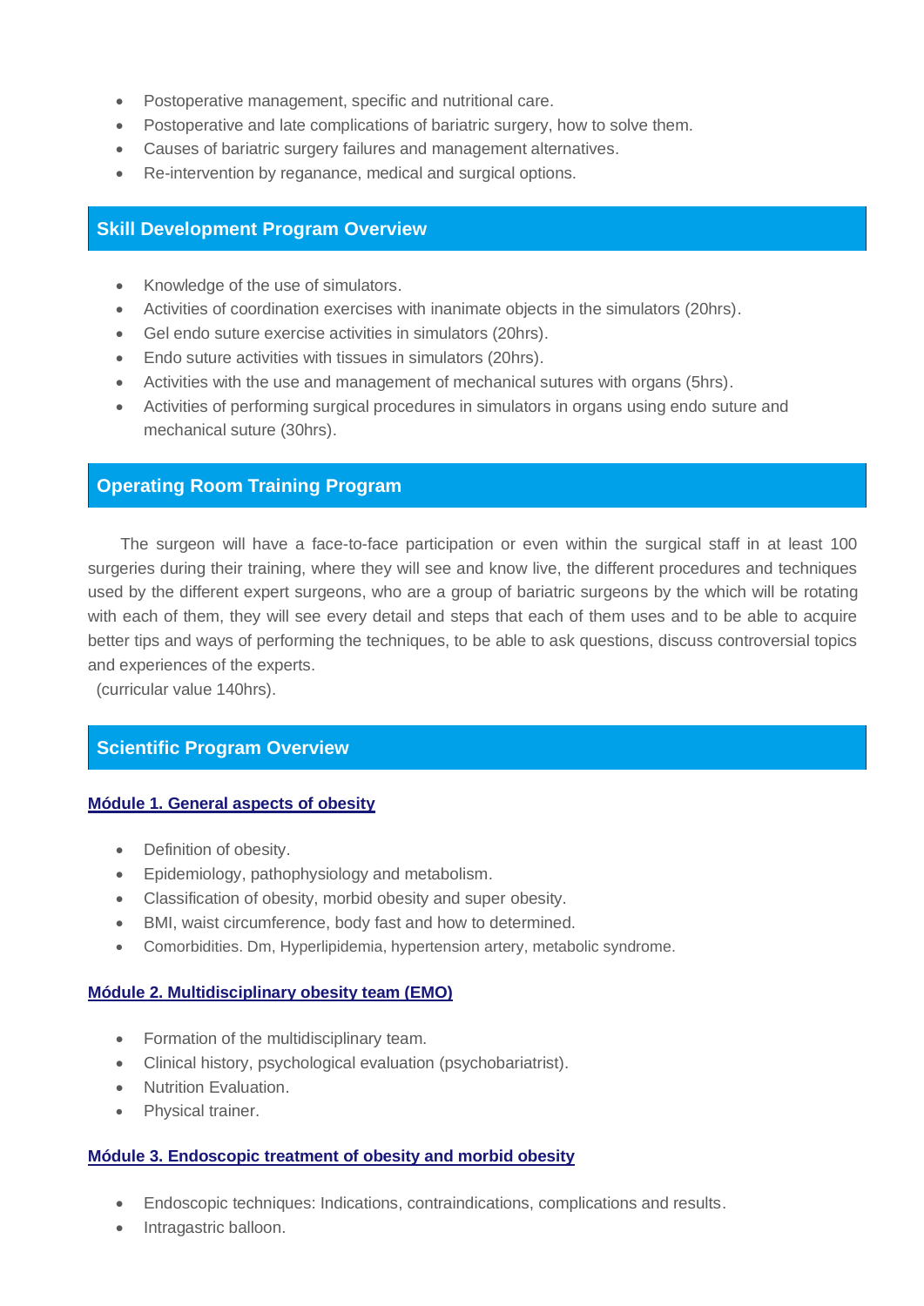- Postoperative management, specific and nutritional care.
- Postoperative and late complications of bariatric surgery, how to solve them.
- Causes of bariatric surgery failures and management alternatives.
- Re-intervention by reganance, medical and surgical options.

## Skill Development Program Overview

- Knowledge of the use of simulators.
- Activities of coordination exercises with inanimate objects in the simulators (20hrs).
- Gel endo suture exercise activities in simulators (20hrs).
- Endo suture activities with tissues in simulators (20hrs).
- Activities with the use and management of mechanical sutures with organs (5hrs).
- Activities of performing surgical procedures in simulators in organs using endo suture and mechanical suture (30hrs).

## Operating Room Training Program

The surgeon will have a face-to-face participation or even within the surgical staff in at least 100 surgeries during their training, where they will see and know live, the different procedures and techniques used by the different expert surgeons, who are a group of bariatric surgeons by the which will be rotating with each of them, they will see every detail and steps that each of them uses and to be able to acquire better tips and ways of performing the techniques, to be able to ask questions, discuss controversial topics and experiences of the experts.

(curricular value 140hrs).

## Scientific Program Overview

### Módule 1. General aspects of obesity

- Definition of obesity.
- Epidemiology, pathophysiology and metabolism.
- Classification of obesity, morbid obesity and super obesity.
- BMI, waist circumference, body fast and how to determined.
- Comorbidities. Dm, Hyperlipidemia, hypertension artery, metabolic syndrome.

### Módule 2. Multidisciplinary obesity team (EMO)

- Formation of the multidisciplinary team.
- Clinical history, psychological evaluation (psychobariatrist).
- Nutrition Evaluation.
- Physical trainer.

### Módule 3. Endoscopic treatment of obesity and morbid obesity

- Endoscopic techniques: Indications, contraindications, complications and results.
- Intragastric balloon.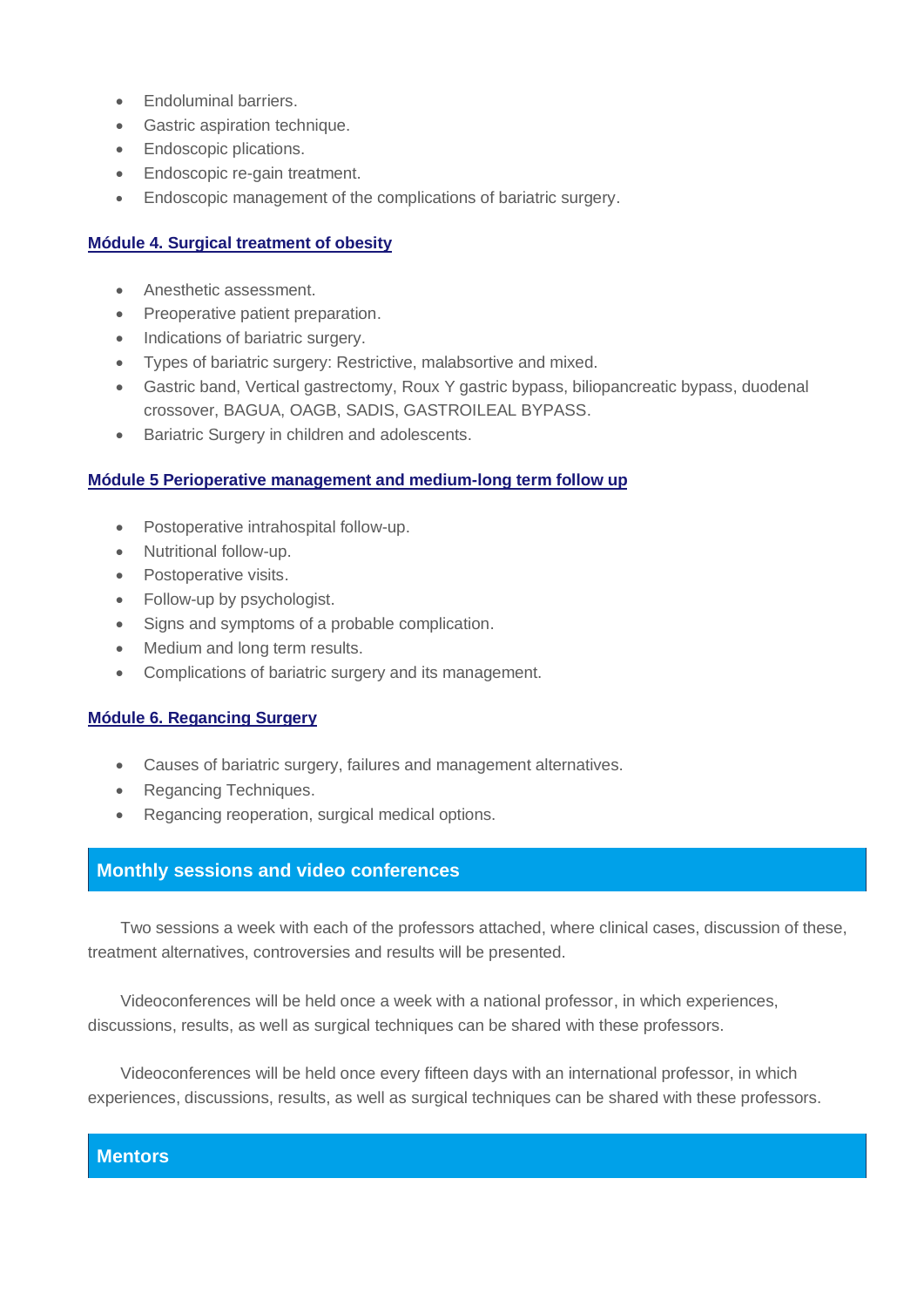- Endoluminal barriers.
- Gastric aspiration technique.
- Endoscopic plications.
- Endoscopic re-gain treatment.
- Endoscopic management of the complications of bariatric surgery.

### Módule 4. Surgical treatment of obesity

- Anesthetic assessment.
- Preoperative patient preparation.
- Indications of bariatric surgery.
- Types of bariatric surgery: Restrictive, malabsortive and mixed.
- Gastric band, Vertical gastrectomy, Roux Y gastric bypass, biliopancreatic bypass, duodenal crossover, BAGUA, OAGB, SADIS, GASTROILEAL BYPASS.
- Bariatric Surgery in children and adolescents.

### Módule 5 Perioperative management and medium-long term follow up

- Postoperative intrahospital follow-up.
- Nutritional follow-up.
- Postoperative visits.
- Follow-up by psychologist.
- Signs and symptoms of a probable complication.
- Medium and long term results.
- Complications of bariatric surgery and its management.

### Módule 6. Regancing Surgery

- Causes of bariatric surgery, failures and management alternatives.
- Regancing Techniques.
- Regancing reoperation, surgical medical options.

## Monthly sessions and video conferences

Two sessions a week with each of the professors attached, where clinical cases, discussion of these, treatment alternatives, controversies and results will be presented.

Videoconferences will be held once a week with a national professor, in which experiences, discussions, results, as well as surgical techniques can be shared with these professors.

Videoconferences will be held once every fifteen days with an international professor, in which experiences, discussions, results, as well as surgical techniques can be shared with these professors.

## Mentors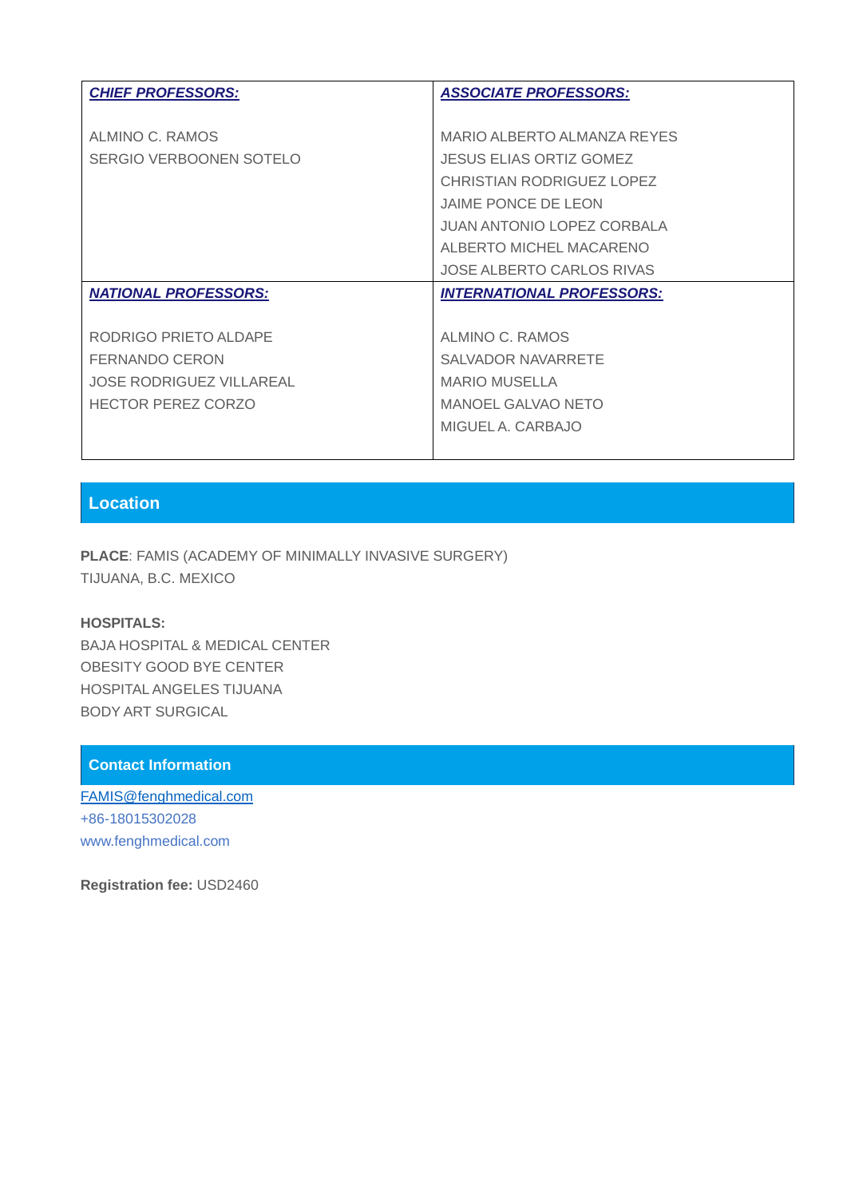| | |
|---|---|
| ***CHIEF PROFESSORS:***<br><br>ALMINO C. RAMOS<br>SERGIO VERBOONEN SOTELO | ***ASSOCIATE PROFESSORS:***<br><br>MARIO ALBERTO ALMANZA REYES<br>JESUS ELIAS ORTIZ GOMEZ<br>CHRISTIAN RODRIGUEZ LOPEZ<br>JAIME PONCE DE LEON<br>JUAN ANTONIO LOPEZ CORBALA<br>ALBERTO MICHEL MACARENO<br>JOSE ALBERTO CARLOS RIVAS |
| ***NATIONAL PROFESSORS:***<br><br>RODRIGO PRIETO ALDAPE<br>FERNANDO CERON<br>JOSE RODRIGUEZ VILLAREAL<br>HECTOR PEREZ CORZO | ***INTERNATIONAL PROFESSORS:***<br><br>ALMINO C. RAMOS<br>SALVADOR NAVARRETE<br>MARIO MUSELLA<br>MANOEL GALVAO NETO<br>MIGUEL A. CARBAJO |

## Location

**PLACE**: FAMIS (ACADEMY OF MINIMALLY INVASIVE SURGERY)
TIJUANA, B.C. MEXICO

**HOSPITALS:**
BAJA HOSPITAL & MEDICAL CENTER
OBESITY GOOD BYE CENTER
HOSPITAL ANGELES TIJUANA
BODY ART SURGICAL

## Contact Information

FAMIS@fenghmedical.com
+86-18015302028
www.fenghmedical.com

**Registration fee:** USD2460